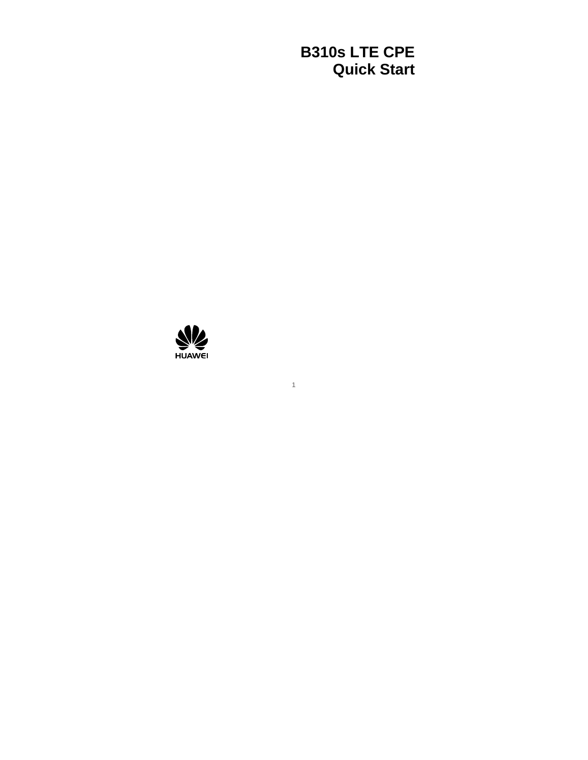# B310s LTE CPE
# Quick Start

HUAWEI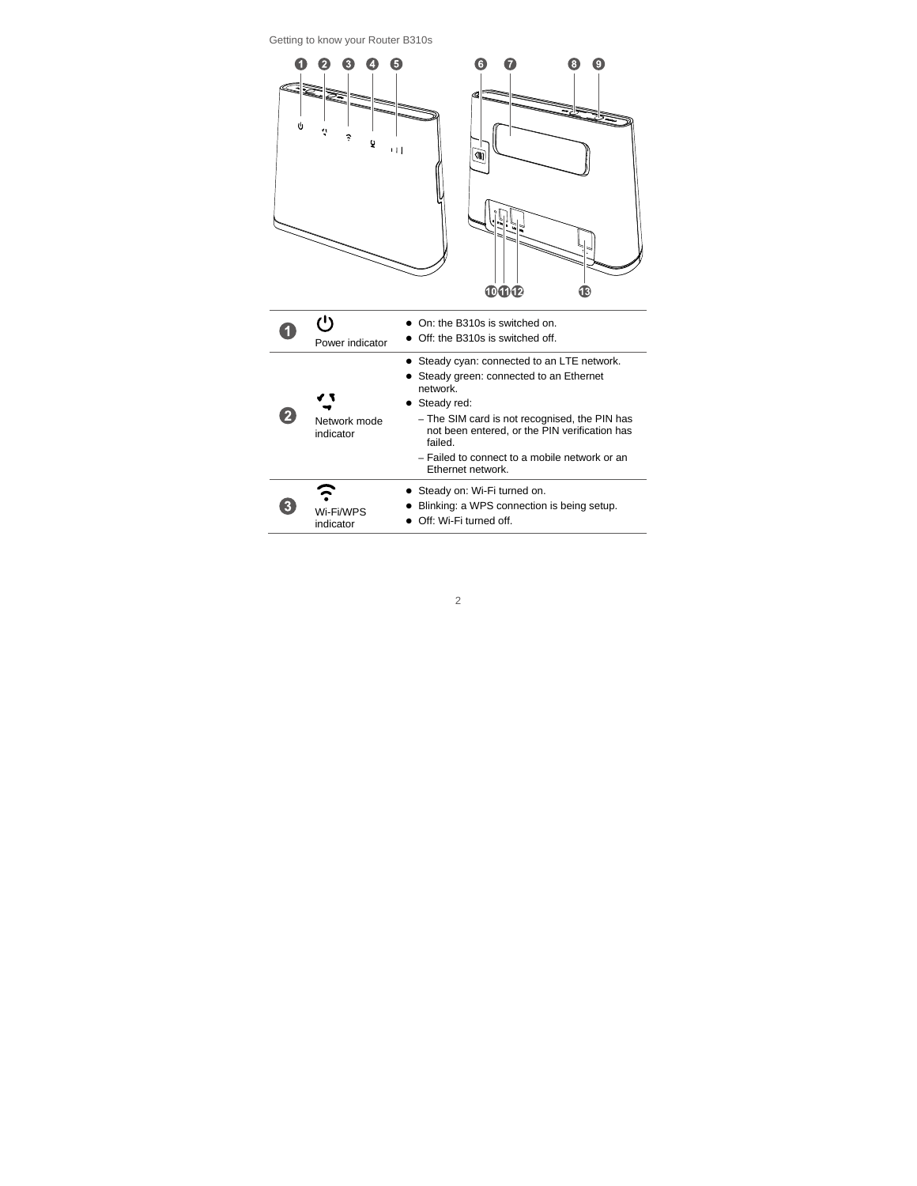Getting to know your Router B310s

| | | |
|---|---|---|
| 1 | Power indicator | ● On: the B310s is switched on.<br>● Off: the B310s is switched off. |
| 2 | Network mode indicator | ● Steady cyan: connected to an LTE network.<br>● Steady green: connected to an Ethernet network.<br>● Steady red:<br>– The SIM card is not recognised, the PIN has not been entered, or the PIN verification has failed.<br>– Failed to connect to a mobile network or an Ethernet network. |
| 3 | Wi-Fi/WPS indicator | ● Steady on: Wi-Fi turned on.<br>● Blinking: a WPS connection is being setup.<br>● Off: Wi-Fi turned off. |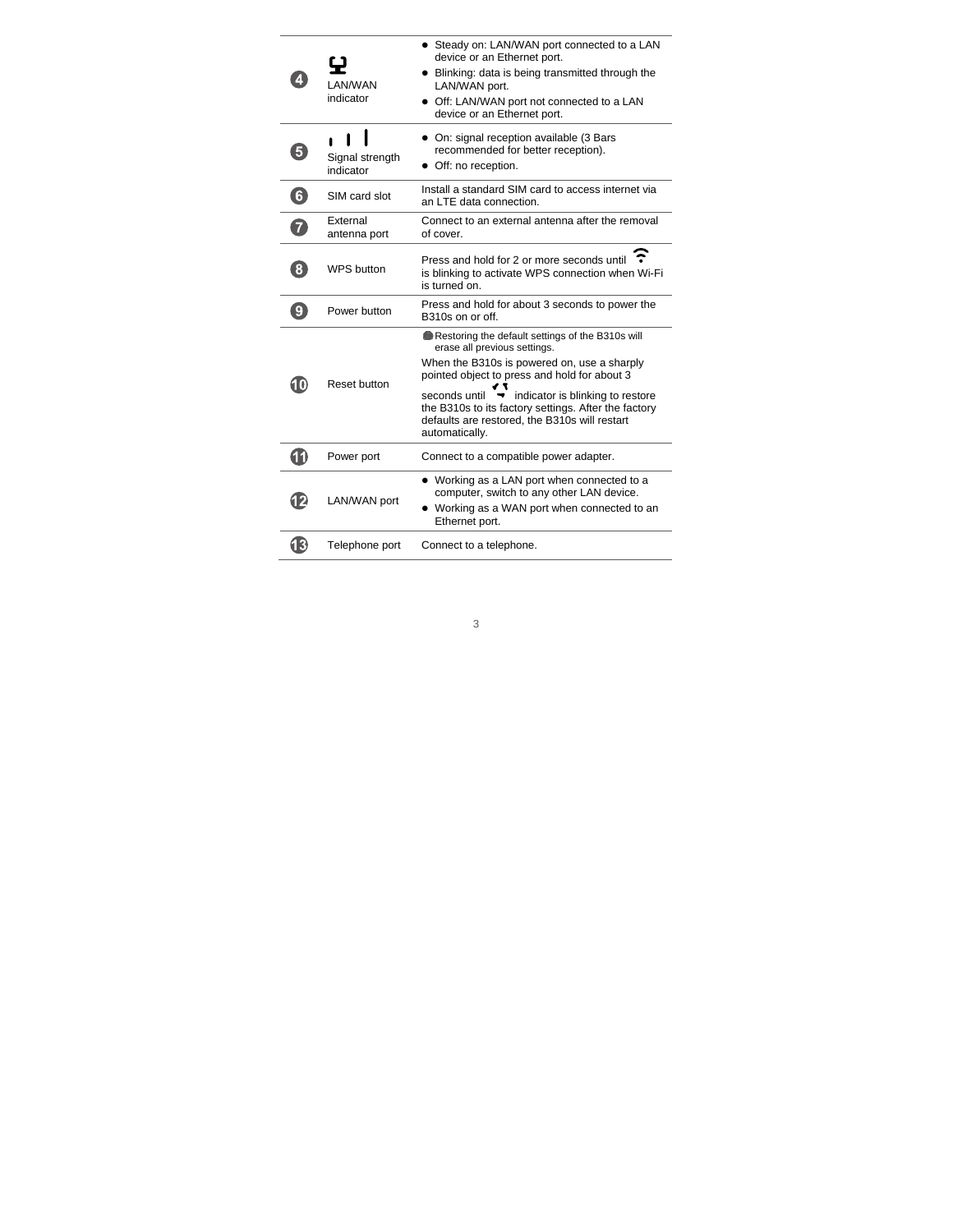| | | |
|---|---|---|
| 4 | LAN/WAN indicator | • Steady on: LAN/WAN port connected to a LAN device or an Ethernet port.<br>• Blinking: data is being transmitted through the LAN/WAN port.<br>• Off: LAN/WAN port not connected to a LAN device or an Ethernet port. |
| 5 | Signal strength indicator | • On: signal reception available (3 Bars recommended for better reception).<br>• Off: no reception. |
| 6 | SIM card slot | Install a standard SIM card to access internet via an LTE data connection. |
| 7 | External antenna port | Connect to an external antenna after the removal of cover. |
| 8 | WPS button | Press and hold for 2 or more seconds until (Wi-Fi indicator) is blinking to activate WPS connection when Wi-Fi is turned on. |
| 9 | Power button | Press and hold for about 3 seconds to power the B310s on or off. |
| 10 | Reset button | Restoring the default settings of the B310s will erase all previous settings.<br>When the B310s is powered on, use a sharply pointed object to press and hold for about 3 seconds until (power indicator) indicator is blinking to restore the B310s to its factory settings. After the factory defaults are restored, the B310s will restart automatically. |
| 11 | Power port | Connect to a compatible power adapter. |
| 12 | LAN/WAN port | • Working as a LAN port when connected to a computer, switch to any other LAN device.<br>• Working as a WAN port when connected to an Ethernet port. |
| 13 | Telephone port | Connect to a telephone. |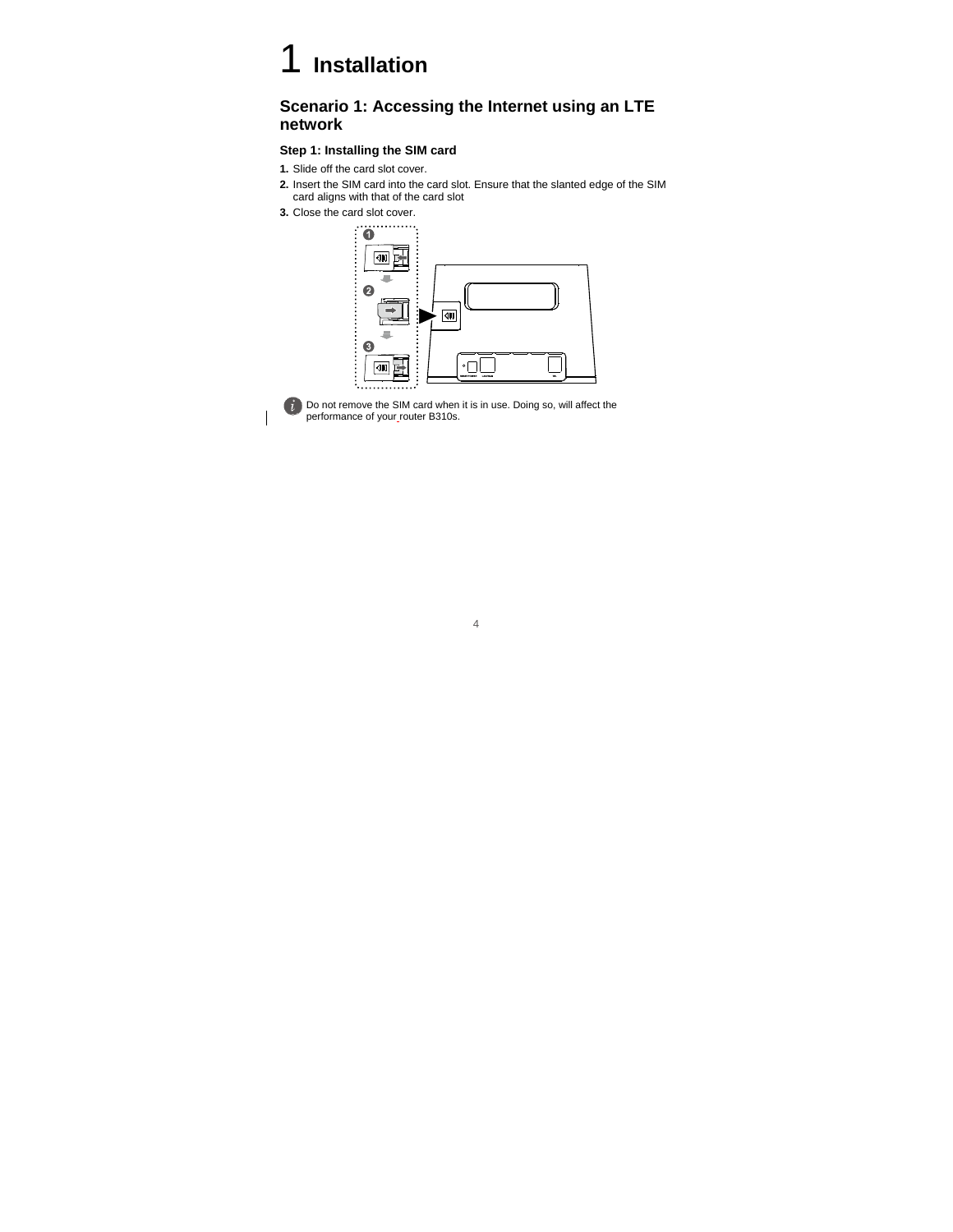# 1 Installation

## Scenario 1: Accessing the Internet using an LTE network

### Step 1: Installing the SIM card

1. Slide off the card slot cover.
2. Insert the SIM card into the card slot. Ensure that the slanted edge of the SIM card aligns with that of the card slot
3. Close the card slot cover.

Do not remove the SIM card when it is in use. Doing so, will affect the performance of your router B310s.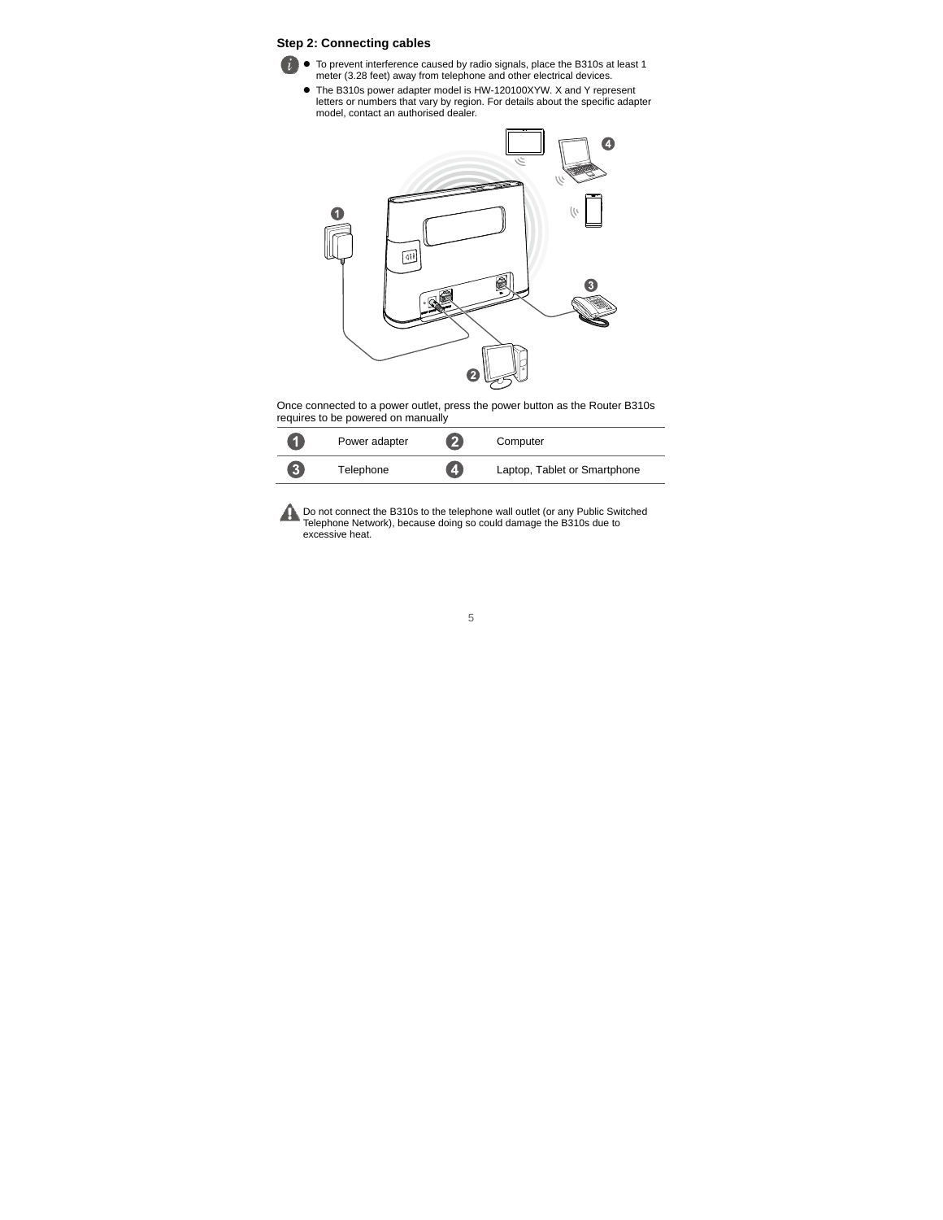## Step 2: Connecting cables

- To prevent interference caused by radio signals, place the B310s at least 1 meter (3.28 feet) away from telephone and other electrical devices.
- The B310s power adapter model is HW-120100XYW. X and Y represent letters or numbers that vary by region. For details about the specific adapter model, contact an authorised dealer.

Once connected to a power outlet, press the power button as the Router B310s requires to be powered on manually

| | | | |
|---|---|---|---|
| 1 | Power adapter | 2 | Computer |
| 3 | Telephone | 4 | Laptop, Tablet or Smartphone |

Do not connect the B310s to the telephone wall outlet (or any Public Switched Telephone Network), because doing so could damage the B310s due to excessive heat.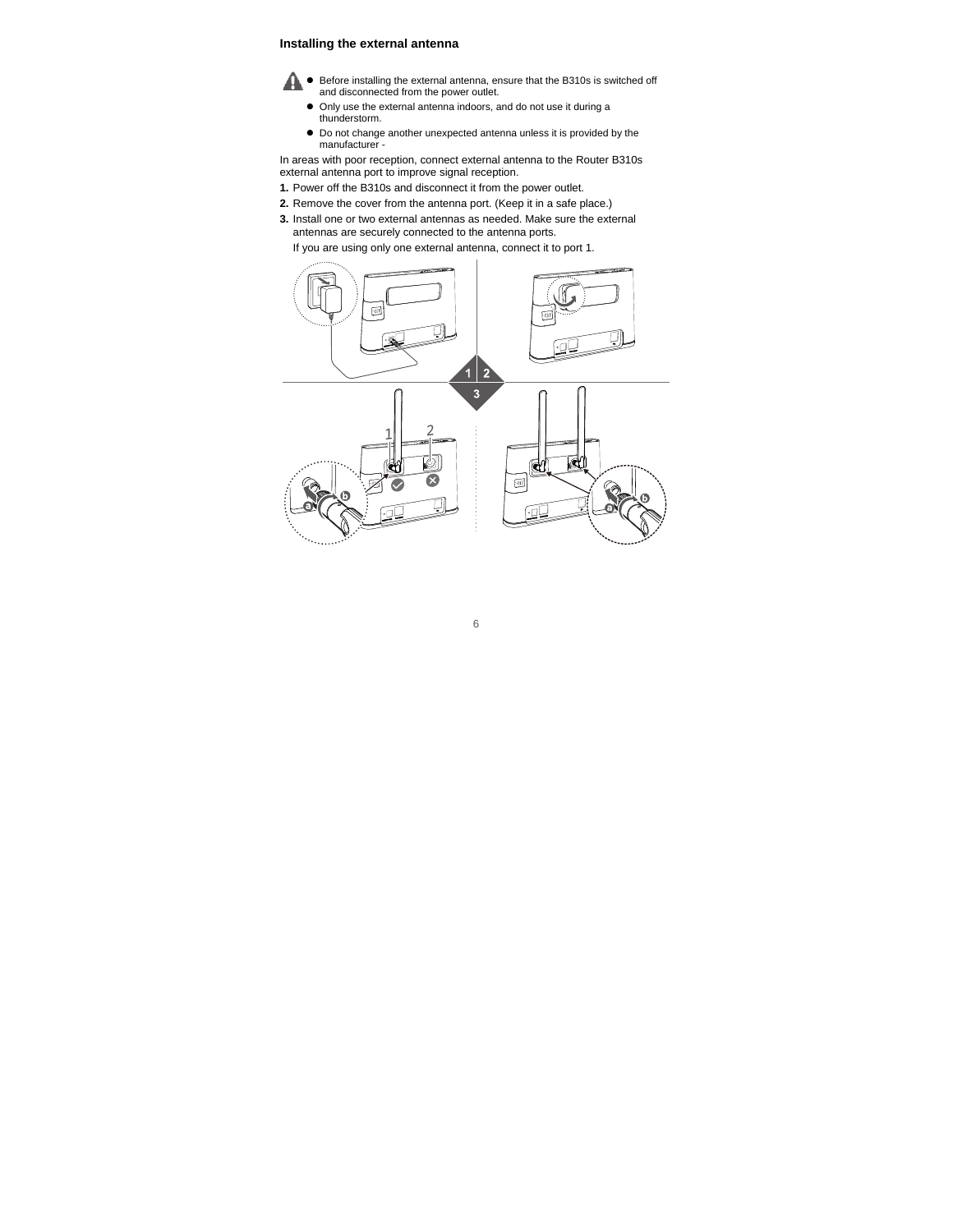### Installing the external antenna

- Before installing the external antenna, ensure that the B310s is switched off and disconnected from the power outlet.
- Only use the external antenna indoors, and do not use it during a thunderstorm.
- Do not change another unexpected antenna unless it is provided by the manufacturer -

In areas with poor reception, connect external antenna to the Router B310s external antenna port to improve signal reception.

**1.** Power off the B310s and disconnect it from the power outlet.

**2.** Remove the cover from the antenna port. (Keep it in a safe place.)

**3.** Install one or two external antennas as needed. Make sure the external antennas are securely connected to the antenna ports.

If you are using only one external antenna, connect it to port 1.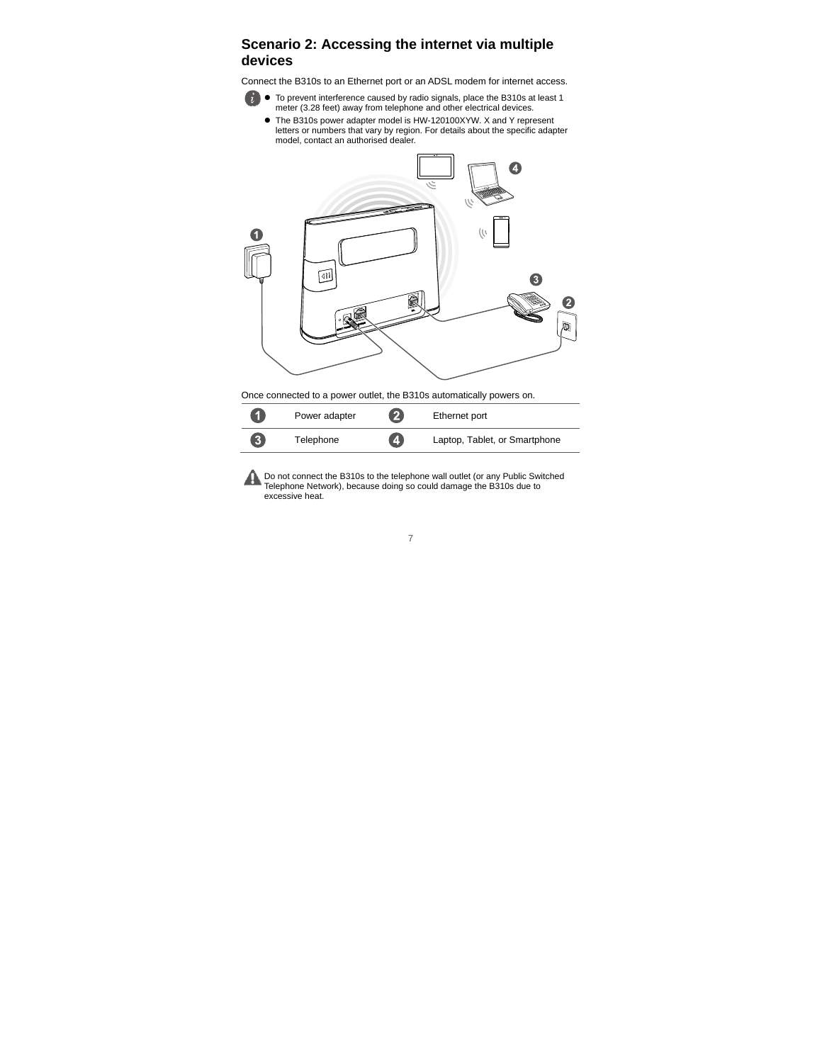## Scenario 2: Accessing the internet via multiple devices

Connect the B310s to an Ethernet port or an ADSL modem for internet access.

- To prevent interference caused by radio signals, place the B310s at least 1 meter (3.28 feet) away from telephone and other electrical devices.
- The B310s power adapter model is HW-120100XYW. X and Y represent letters or numbers that vary by region. For details about the specific adapter model, contact an authorised dealer.

Once connected to a power outlet, the B310s automatically powers on.

| | | | |
|---|---|---|---|
| 1 | Power adapter | 2 | Ethernet port |
| 3 | Telephone | 4 | Laptop, Tablet, or Smartphone |

Do not connect the B310s to the telephone wall outlet (or any Public Switched Telephone Network), because doing so could damage the B310s due to excessive heat.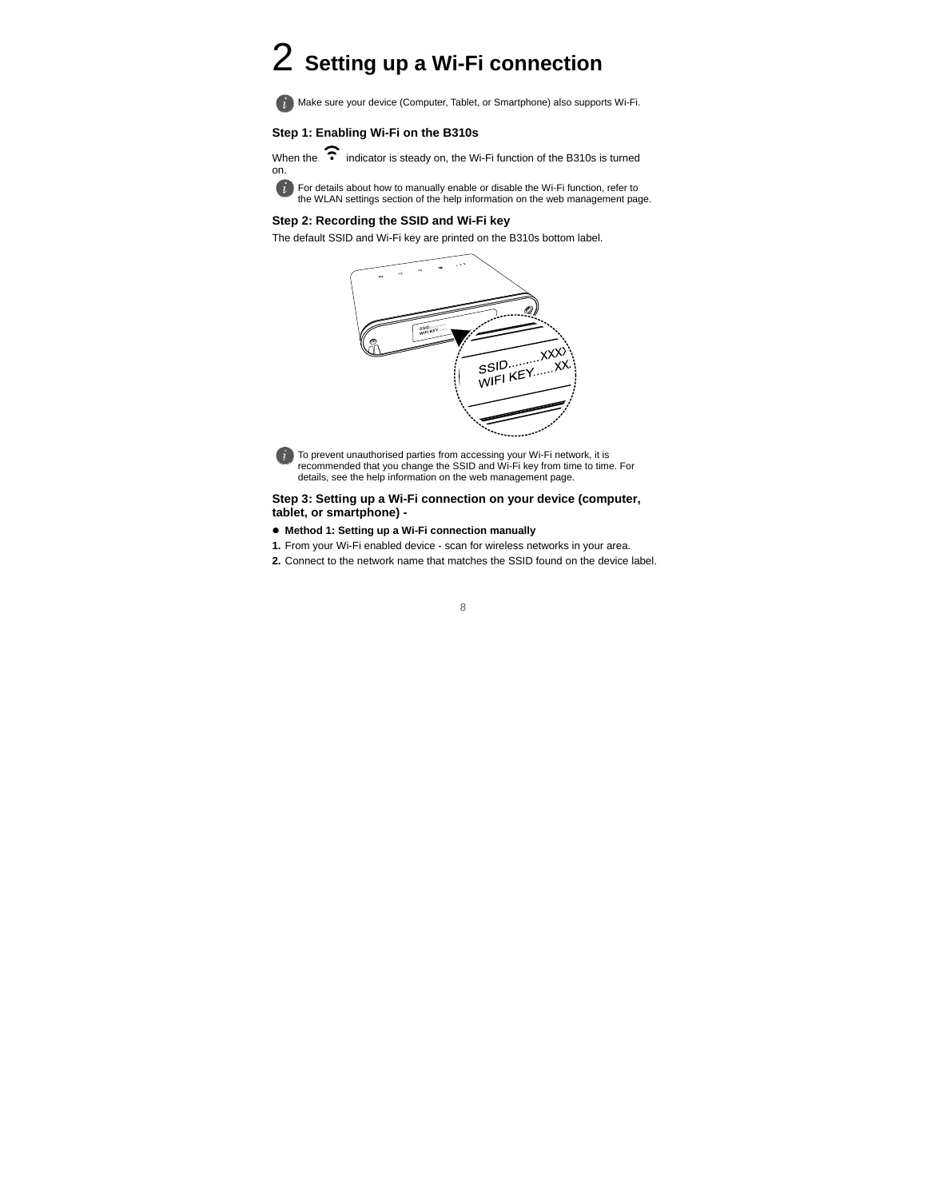# 2 Setting up a Wi-Fi connection

Make sure your device (Computer, Tablet, or Smartphone) also supports Wi-Fi.

### Step 1: Enabling Wi-Fi on the B310s

When the indicator is steady on, the Wi-Fi function of the B310s is turned on.

For details about how to manually enable or disable the Wi-Fi function, refer to the WLAN settings section of the help information on the web management page.

### Step 2: Recording the SSID and Wi-Fi key

The default SSID and Wi-Fi key are printed on the B310s bottom label.

To prevent unauthorised parties from accessing your Wi-Fi network, it is recommended that you change the SSID and Wi-Fi key from time to time. For details, see the help information on the web management page.

### Step 3: Setting up a Wi-Fi connection on your device (computer, tablet, or smartphone) -

- **Method 1: Setting up a Wi-Fi connection manually**

**1.** From your Wi-Fi enabled device - scan for wireless networks in your area.

**2.** Connect to the network name that matches the SSID found on the device label.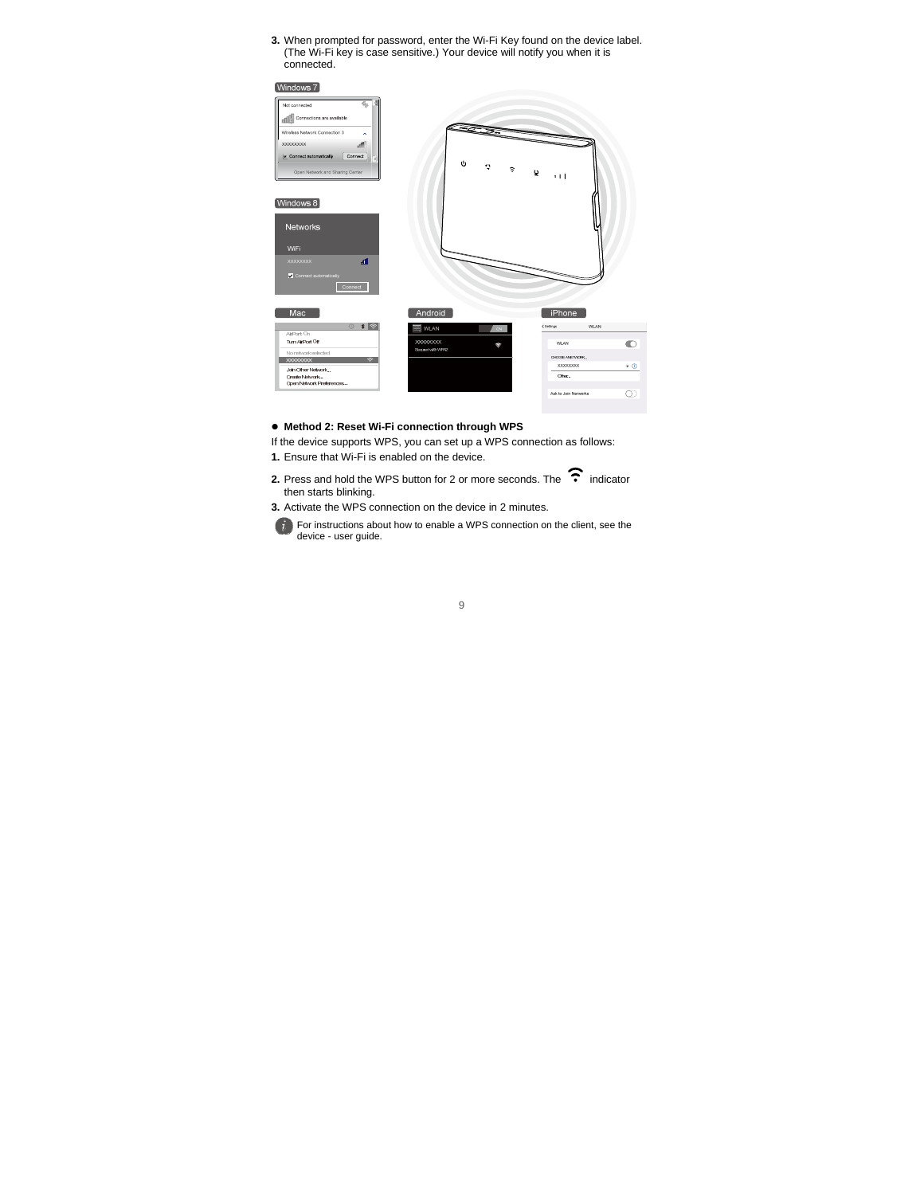3. When prompted for password, enter the Wi-Fi Key found on the device label. (The Wi-Fi key is case sensitive.) Your device will notify you when it is connected.

- **Method 2: Reset Wi-Fi connection through WPS**

If the device supports WPS, you can set up a WPS connection as follows:

1. Ensure that Wi-Fi is enabled on the device.
2. Press and hold the WPS button for 2 or more seconds. The indicator then starts blinking.
3. Activate the WPS connection on the device in 2 minutes.

For instructions about how to enable a WPS connection on the client, see the device - user guide.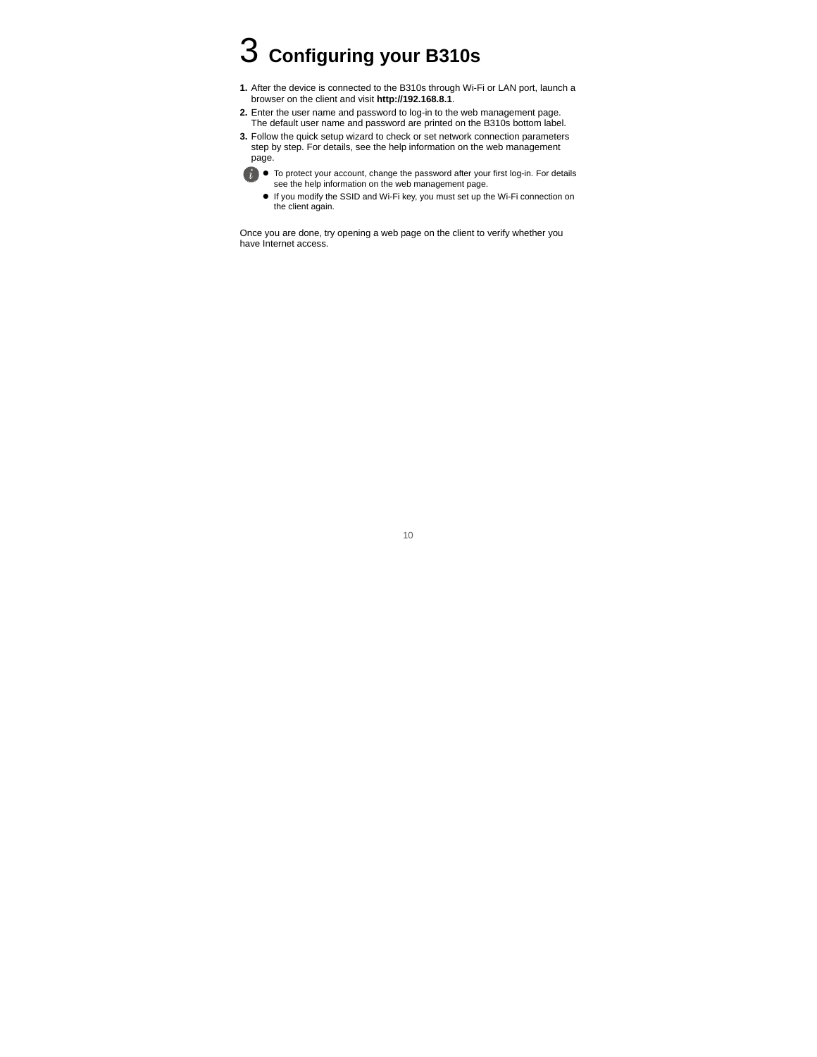# 3 Configuring your B310s

1. After the device is connected to the B310s through Wi-Fi or LAN port, launch a browser on the client and visit **http://192.168.8.1**.
2. Enter the user name and password to log-in to the web management page. The default user name and password are printed on the B310s bottom label.
3. Follow the quick setup wizard to check or set network connection parameters step by step. For details, see the help information on the web management page.

- To protect your account, change the password after your first log-in. For details see the help information on the web management page.
- If you modify the SSID and Wi-Fi key, you must set up the Wi-Fi connection on the client again.

Once you are done, try opening a web page on the client to verify whether you have Internet access.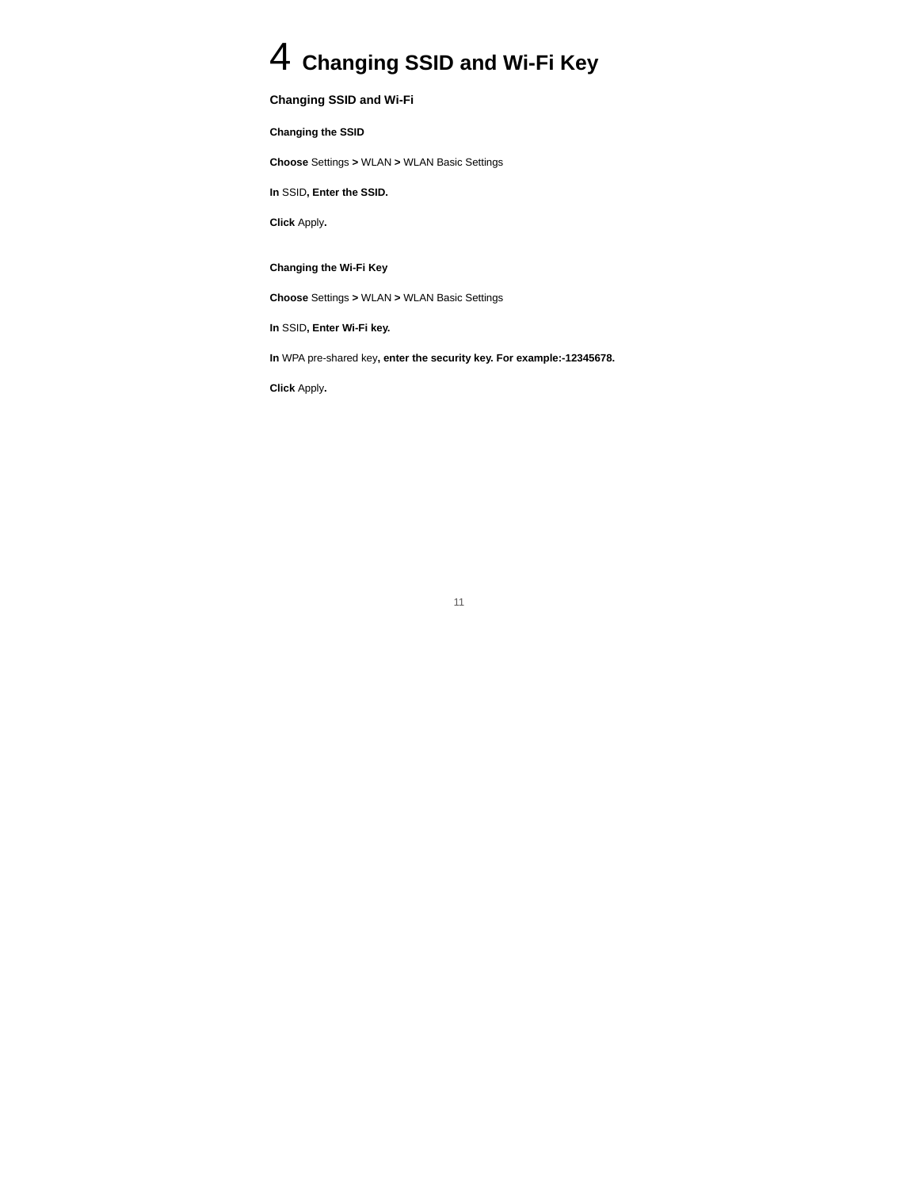# 4 Changing SSID and Wi-Fi Key

## Changing SSID and Wi-Fi

### Changing the SSID

**Choose** Settings **>** WLAN **>** WLAN Basic Settings

**In** SSID**, Enter the SSID.**

**Click** Apply**.**

### Changing the Wi-Fi Key

**Choose** Settings **>** WLAN **>** WLAN Basic Settings

**In** SSID**, Enter Wi-Fi key.**

**In** WPA pre-shared key**, enter the security key. For example:-12345678.**

**Click** Apply**.**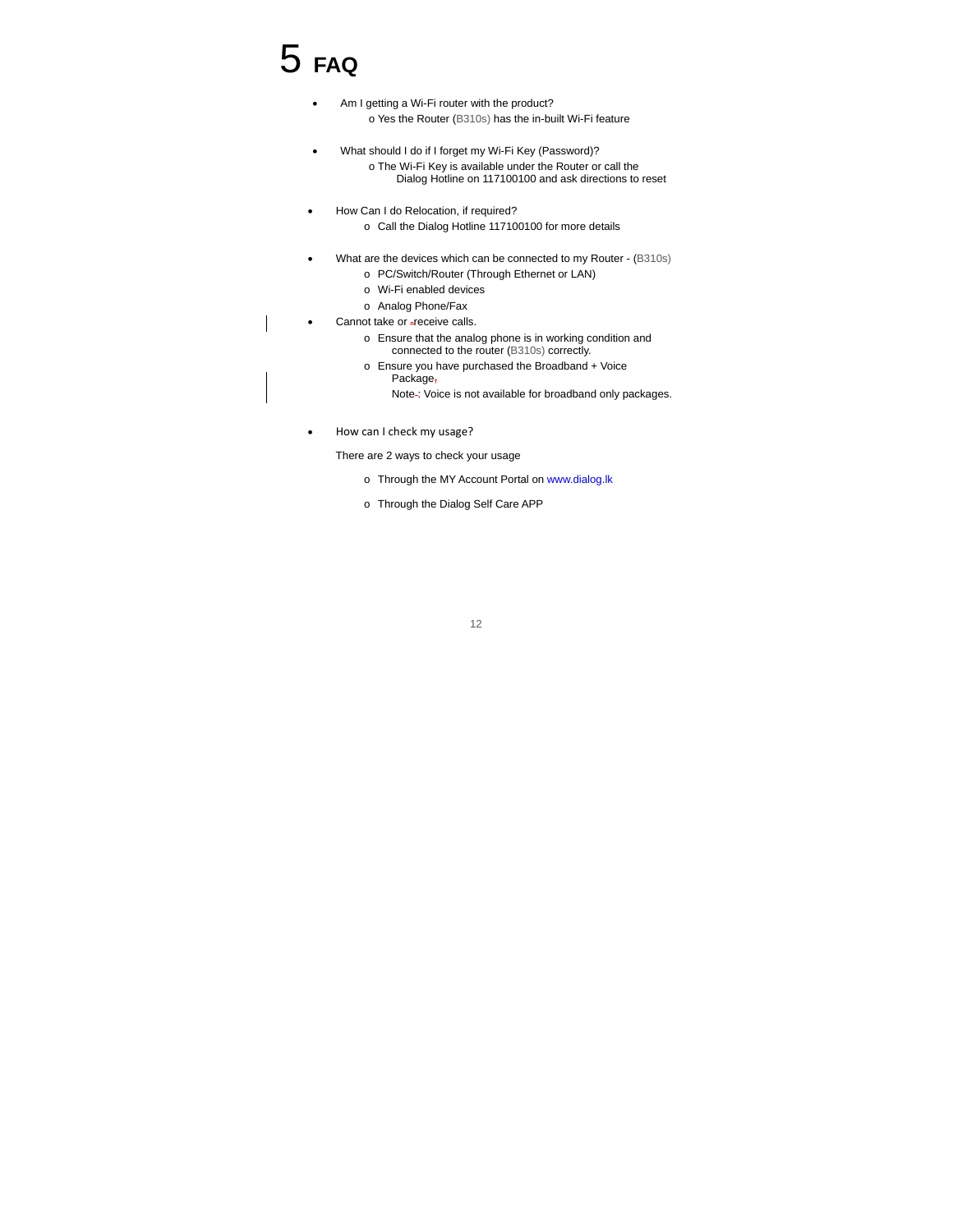# 5 FAQ

- Am I getting a Wi-Fi router with the product?
  - Yes the Router (B310s) has the in-built Wi-Fi feature

- What should I do if I forget my Wi-Fi Key (Password)?
  - The Wi-Fi Key is available under the Router or call the Dialog Hotline on 117100100 and ask directions to reset

- How Can I do Relocation, if required?
  - Call the Dialog Hotline 117100100 for more details

- What are the devices which can be connected to my Router - (B310s)
  - PC/Switch/Router (Through Ethernet or LAN)
  - Wi-Fi enabled devices
  - Analog Phone/Fax
- Cannot take or receive calls.
  - Ensure that the analog phone is in working condition and connected to the router (B310s) correctly.
  - Ensure you have purchased the Broadband + Voice Package

    Note: Voice is not available for broadband only packages.

- How can I check my usage?

  There are 2 ways to check your usage

  - Through the MY Account Portal on www.dialog.lk
  - Through the Dialog Self Care APP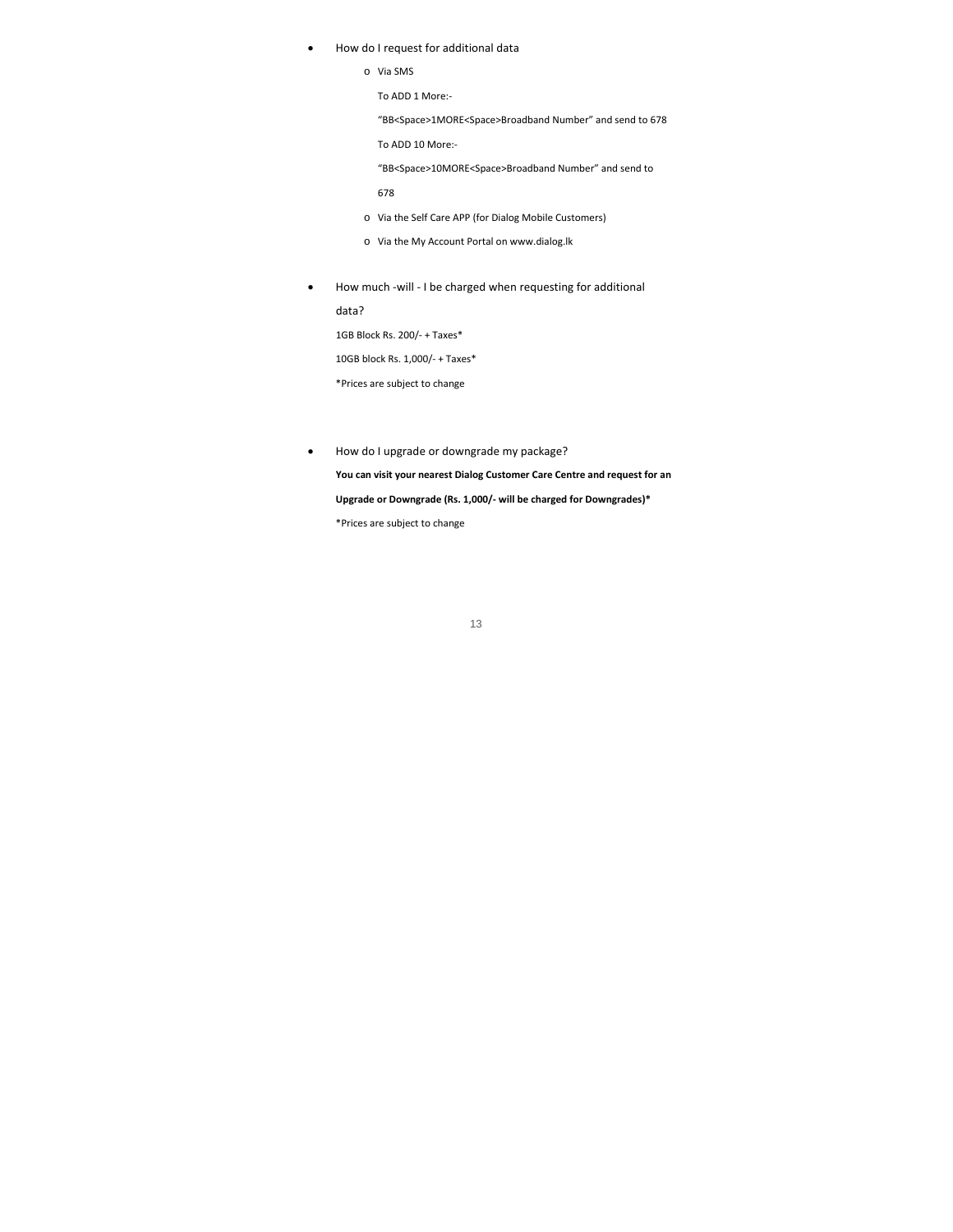- How do I request for additional data
  - Via SMS

    To ADD 1 More:-

    "BB<Space>1MORE<Space>Broadband Number" and send to 678

    To ADD 10 More:-

    "BB<Space>10MORE<Space>Broadband Number" and send to 678
  - Via the Self Care APP (for Dialog Mobile Customers)
  - Via the My Account Portal on www.dialog.lk

- How much -will - I be charged when requesting for additional data?

  1GB Block Rs. 200/- + Taxes*

  10GB block Rs. 1,000/- + Taxes*

  *Prices are subject to change

- How do I upgrade or downgrade my package?

  **You can visit your nearest Dialog Customer Care Centre and request for an Upgrade or Downgrade (Rs. 1,000/- will be charged for Downgrades)***

  *Prices are subject to change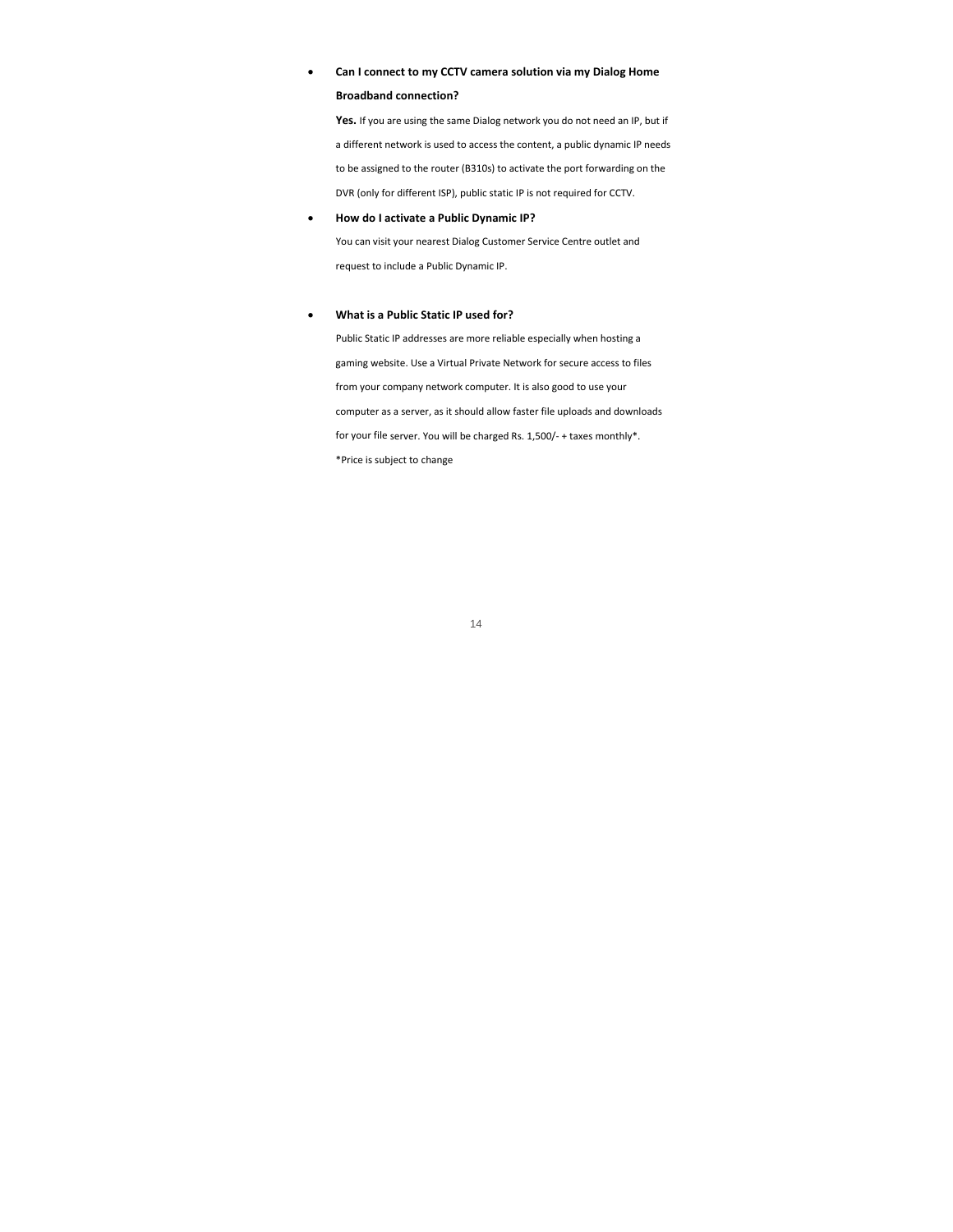- **Can I connect to my CCTV camera solution via my Dialog Home Broadband connection?**

  **Yes.** If you are using the same Dialog network you do not need an IP, but if a different network is used to access the content, a public dynamic IP needs to be assigned to the router (B310s) to activate the port forwarding on the DVR (only for different ISP), public static IP is not required for CCTV.

- **How do I activate a Public Dynamic IP?**

  You can visit your nearest Dialog Customer Service Centre outlet and request to include a Public Dynamic IP.

- **What is a Public Static IP used for?**

  Public Static IP addresses are more reliable especially when hosting a gaming website. Use a Virtual Private Network for secure access to files from your company network computer. It is also good to use your computer as a server, as it should allow faster file uploads and downloads for your file server. You will be charged Rs. 1,500/- + taxes monthly*.

  *Price is subject to change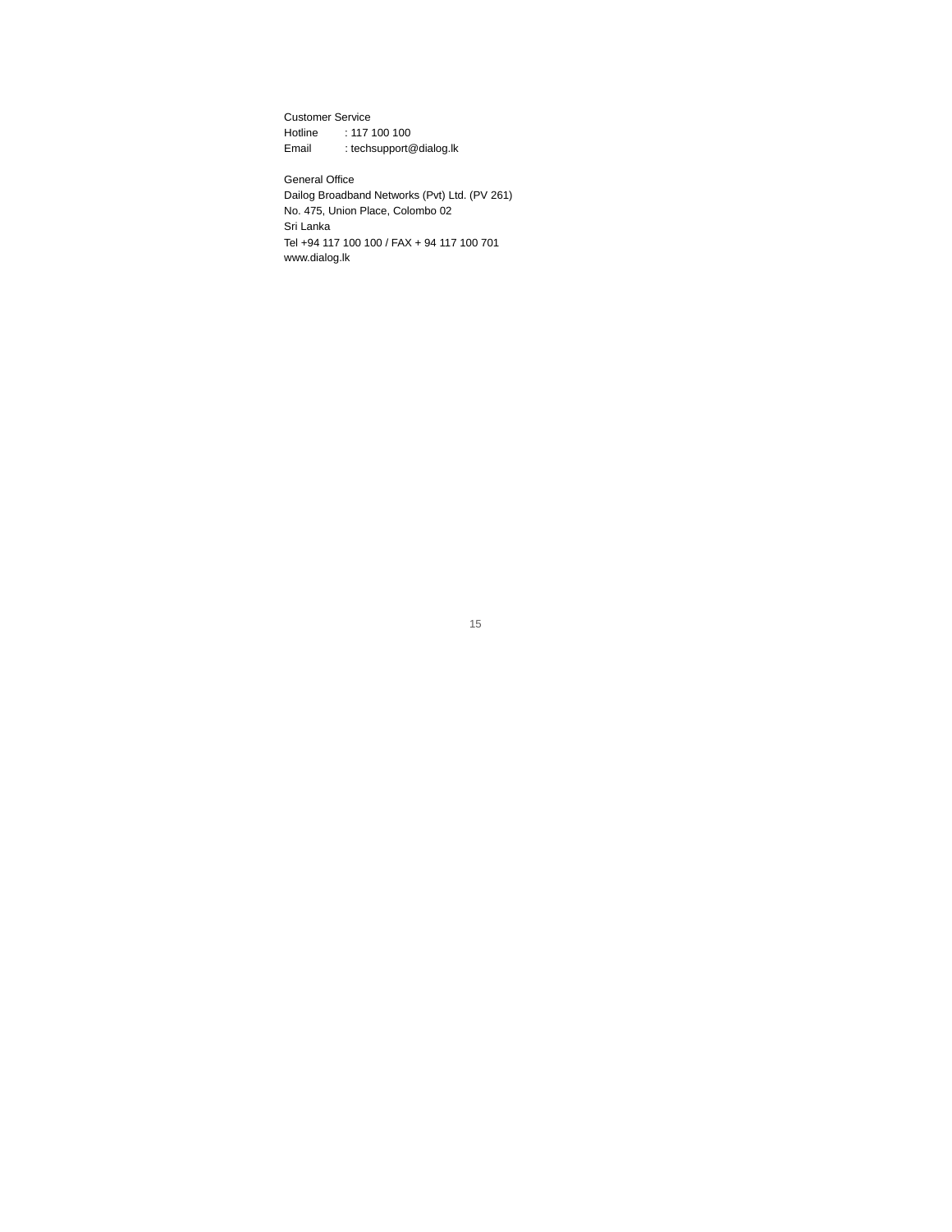Customer Service

Hotline : 117 100 100

Email : techsupport@dialog.lk

General Office

Dailog Broadband Networks (Pvt) Ltd. (PV 261)

No. 475, Union Place, Colombo 02

Sri Lanka

Tel +94 117 100 100 / FAX + 94 117 100 701

www.dialog.lk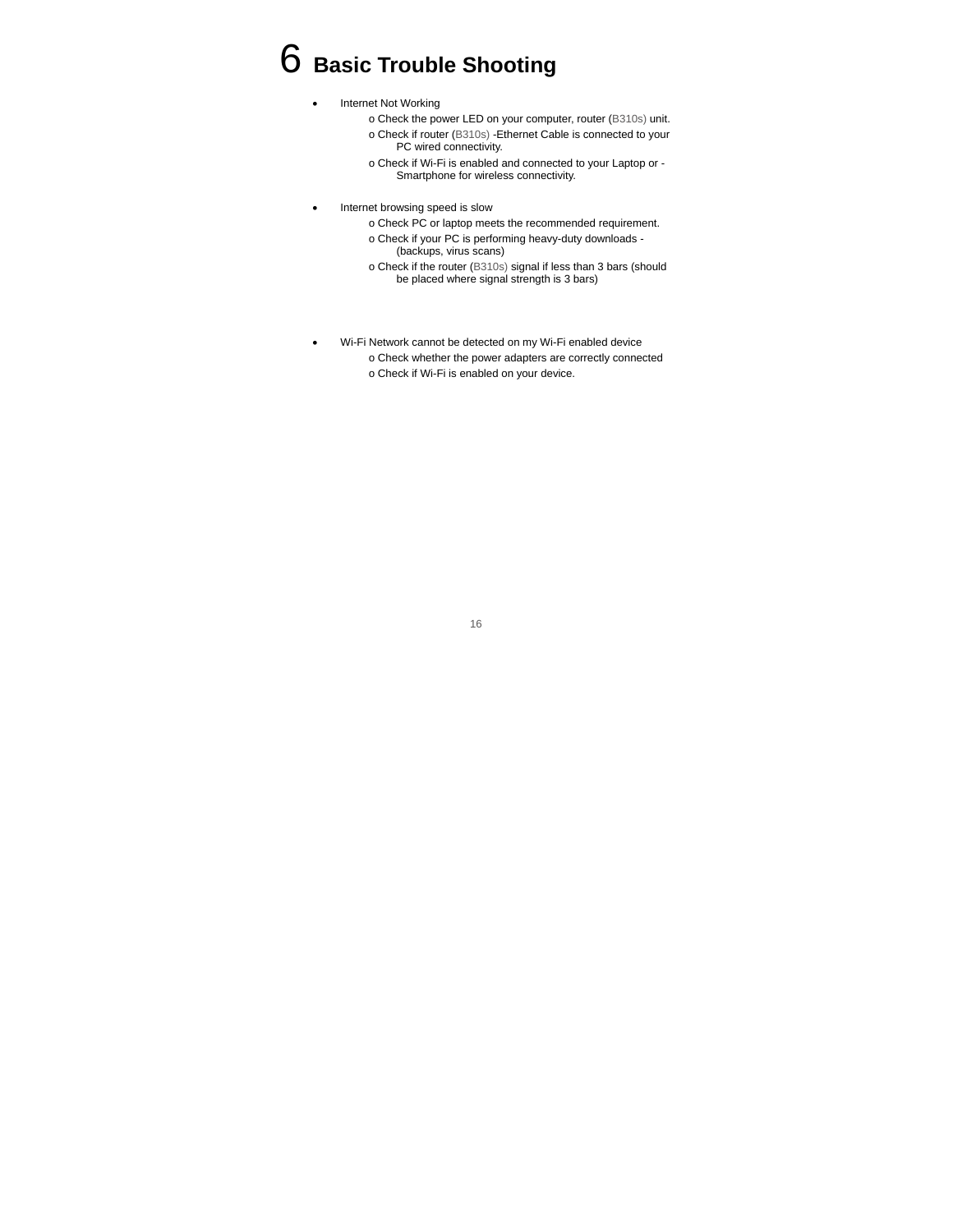# 6 Basic Trouble Shooting

- Internet Not Working
  - o Check the power LED on your computer, router (B310s) unit.
  - o Check if router (B310s) -Ethernet Cable is connected to your PC wired connectivity.
  - o Check if Wi-Fi is enabled and connected to your Laptop or - Smartphone for wireless connectivity.

- Internet browsing speed is slow
  - o Check PC or laptop meets the recommended requirement.
  - o Check if your PC is performing heavy-duty downloads - (backups, virus scans)
  - o Check if the router (B310s) signal if less than 3 bars (should be placed where signal strength is 3 bars)

- Wi-Fi Network cannot be detected on my Wi-Fi enabled device
  - o Check whether the power adapters are correctly connected
  - o Check if Wi-Fi is enabled on your device.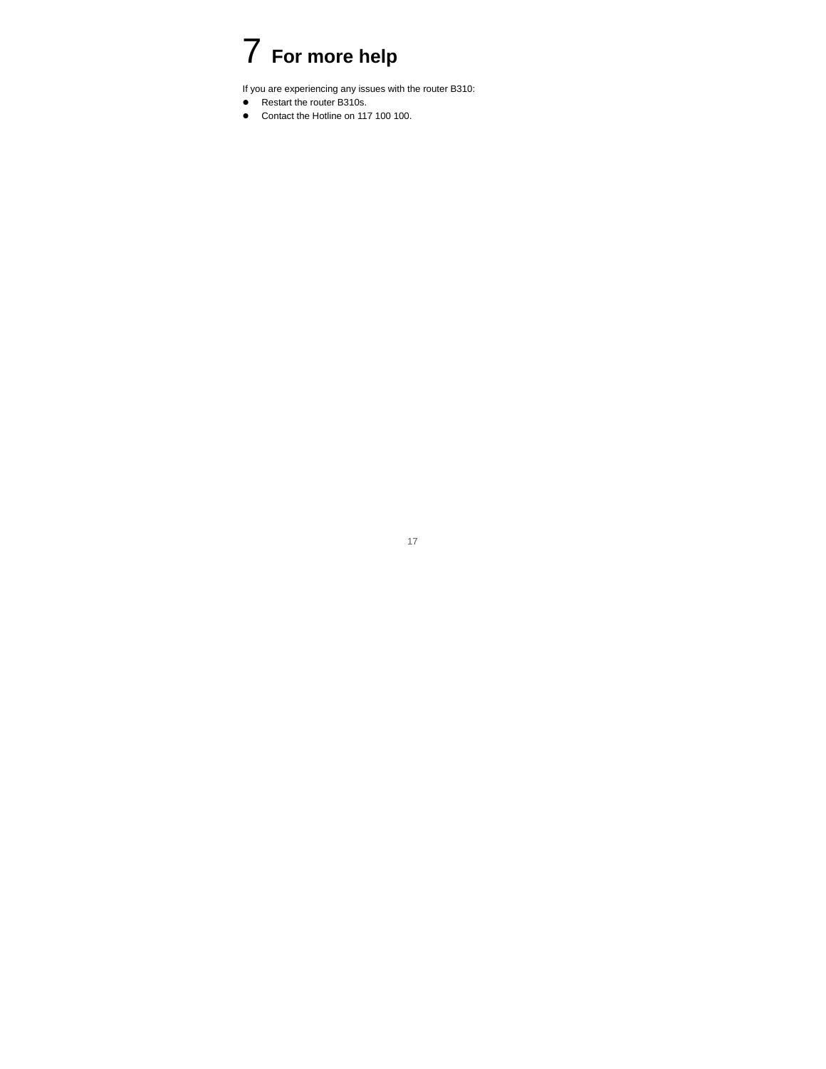# 7 For more help

If you are experiencing any issues with the router B310:

- Restart the router B310s.
- Contact the Hotline on 117 100 100.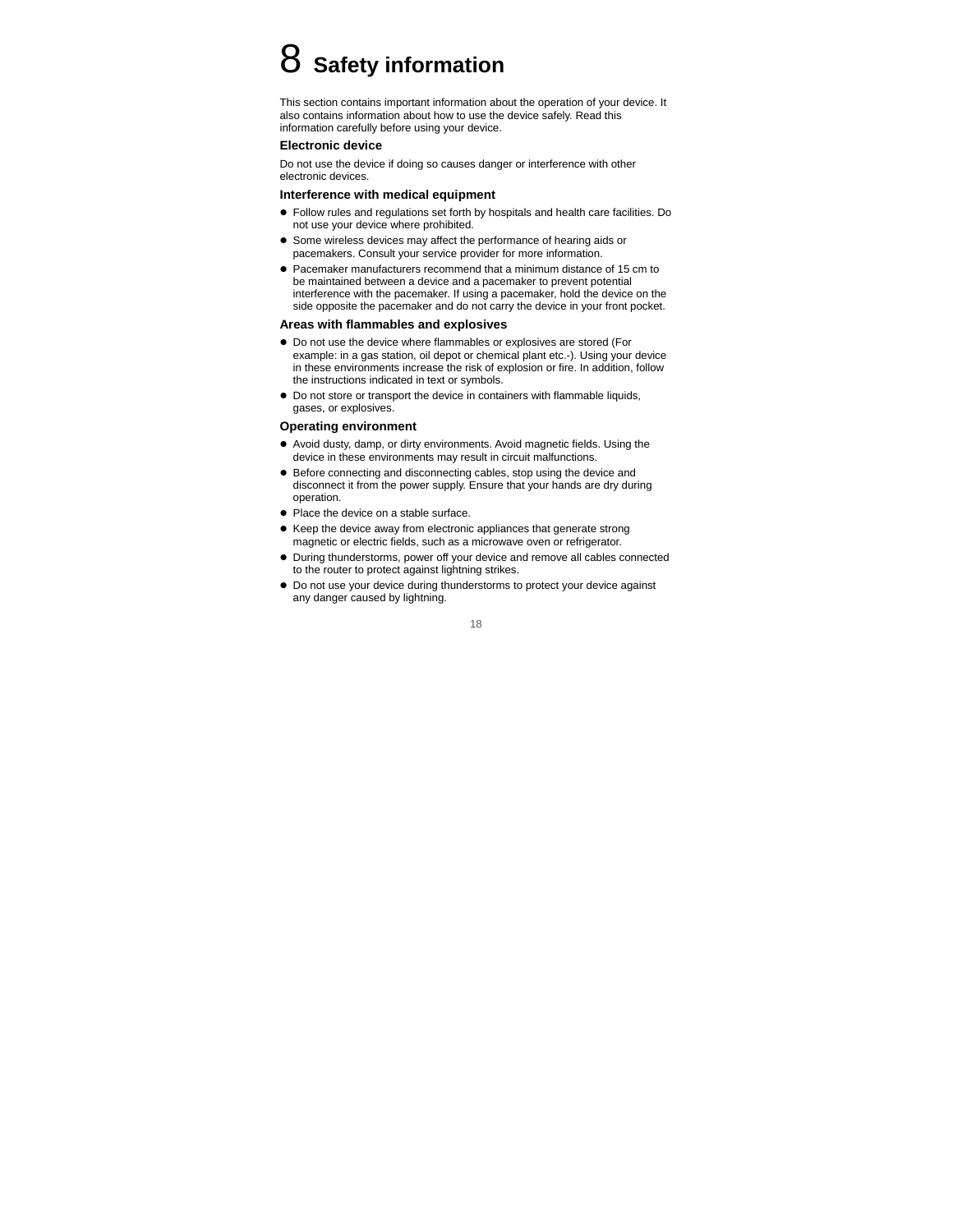# 8 Safety information

This section contains important information about the operation of your device. It also contains information about how to use the device safely. Read this information carefully before using your device.

### Electronic device

Do not use the device if doing so causes danger or interference with other electronic devices.

### Interference with medical equipment

- Follow rules and regulations set forth by hospitals and health care facilities. Do not use your device where prohibited.
- Some wireless devices may affect the performance of hearing aids or pacemakers. Consult your service provider for more information.
- Pacemaker manufacturers recommend that a minimum distance of 15 cm to be maintained between a device and a pacemaker to prevent potential interference with the pacemaker. If using a pacemaker, hold the device on the side opposite the pacemaker and do not carry the device in your front pocket.

### Areas with flammables and explosives

- Do not use the device where flammables or explosives are stored (For example: in a gas station, oil depot or chemical plant etc.-). Using your device in these environments increase the risk of explosion or fire. In addition, follow the instructions indicated in text or symbols.
- Do not store or transport the device in containers with flammable liquids, gases, or explosives.

### Operating environment

- Avoid dusty, damp, or dirty environments. Avoid magnetic fields. Using the device in these environments may result in circuit malfunctions.
- Before connecting and disconnecting cables, stop using the device and disconnect it from the power supply. Ensure that your hands are dry during operation.
- Place the device on a stable surface.
- Keep the device away from electronic appliances that generate strong magnetic or electric fields, such as a microwave oven or refrigerator.
- During thunderstorms, power off your device and remove all cables connected to the router to protect against lightning strikes.
- Do not use your device during thunderstorms to protect your device against any danger caused by lightning.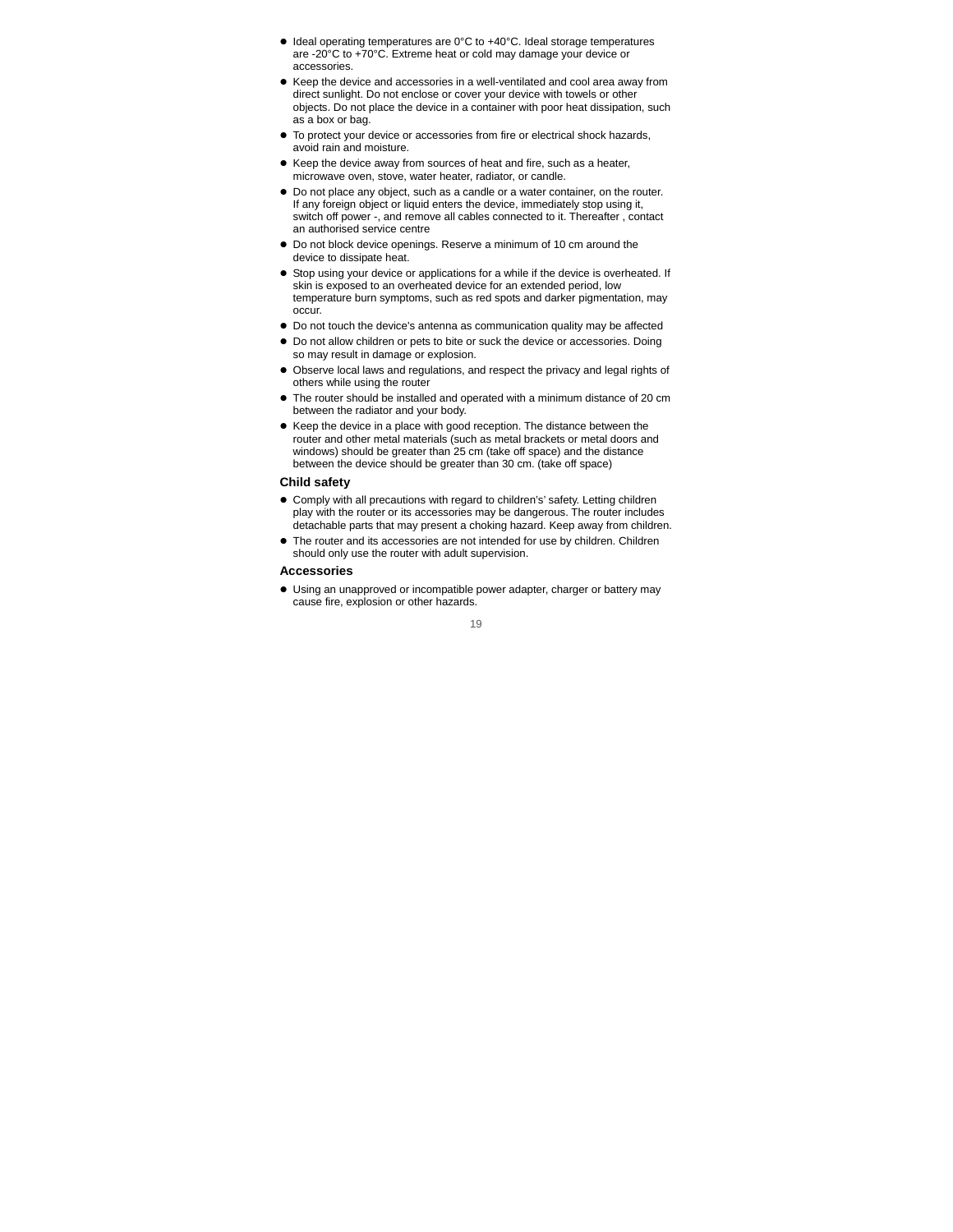- Ideal operating temperatures are 0°C to +40°C. Ideal storage temperatures are -20°C to +70°C. Extreme heat or cold may damage your device or accessories.
- Keep the device and accessories in a well-ventilated and cool area away from direct sunlight. Do not enclose or cover your device with towels or other objects. Do not place the device in a container with poor heat dissipation, such as a box or bag.
- To protect your device or accessories from fire or electrical shock hazards, avoid rain and moisture.
- Keep the device away from sources of heat and fire, such as a heater, microwave oven, stove, water heater, radiator, or candle.
- Do not place any object, such as a candle or a water container, on the router. If any foreign object or liquid enters the device, immediately stop using it, switch off power -, and remove all cables connected to it. Thereafter , contact an authorised service centre
- Do not block device openings. Reserve a minimum of 10 cm around the device to dissipate heat.
- Stop using your device or applications for a while if the device is overheated. If skin is exposed to an overheated device for an extended period, low temperature burn symptoms, such as red spots and darker pigmentation, may occur.
- Do not touch the device's antenna as communication quality may be affected
- Do not allow children or pets to bite or suck the device or accessories. Doing so may result in damage or explosion.
- Observe local laws and regulations, and respect the privacy and legal rights of others while using the router
- The router should be installed and operated with a minimum distance of 20 cm between the radiator and your body.
- Keep the device in a place with good reception. The distance between the router and other metal materials (such as metal brackets or metal doors and windows) should be greater than 25 cm (take off space) and the distance between the device should be greater than 30 cm. (take off space)

### Child safety

- Comply with all precautions with regard to children's' safety. Letting children play with the router or its accessories may be dangerous. The router includes detachable parts that may present a choking hazard. Keep away from children.
- The router and its accessories are not intended for use by children. Children should only use the router with adult supervision.

### Accessories

- Using an unapproved or incompatible power adapter, charger or battery may cause fire, explosion or other hazards.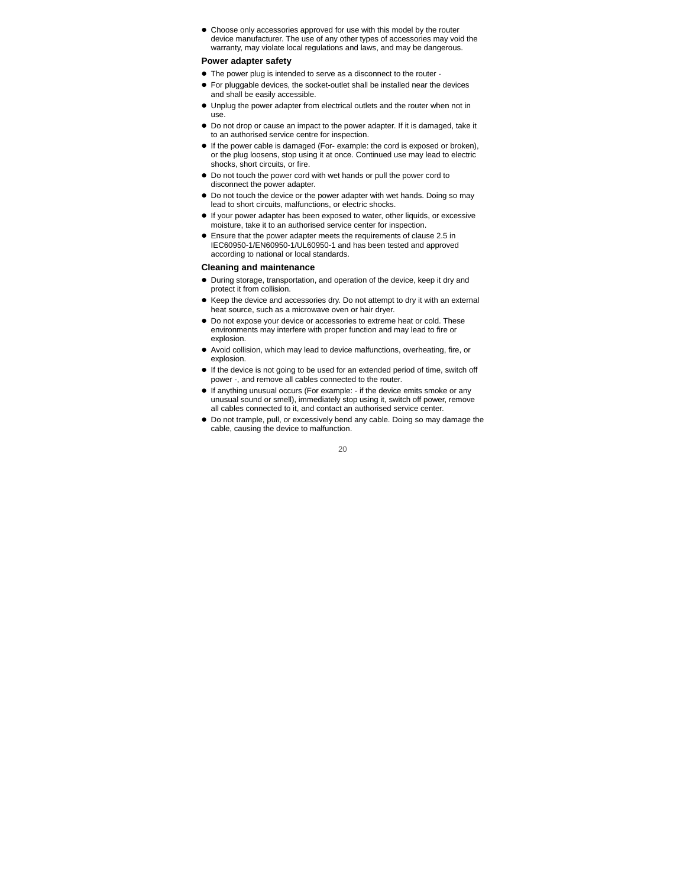- Choose only accessories approved for use with this model by the router device manufacturer. The use of any other types of accessories may void the warranty, may violate local regulations and laws, and may be dangerous.

### Power adapter safety

- The power plug is intended to serve as a disconnect to the router -
- For pluggable devices, the socket-outlet shall be installed near the devices and shall be easily accessible.
- Unplug the power adapter from electrical outlets and the router when not in use.
- Do not drop or cause an impact to the power adapter. If it is damaged, take it to an authorised service centre for inspection.
- If the power cable is damaged (For- example: the cord is exposed or broken), or the plug loosens, stop using it at once. Continued use may lead to electric shocks, short circuits, or fire.
- Do not touch the power cord with wet hands or pull the power cord to disconnect the power adapter.
- Do not touch the device or the power adapter with wet hands. Doing so may lead to short circuits, malfunctions, or electric shocks.
- If your power adapter has been exposed to water, other liquids, or excessive moisture, take it to an authorised service center for inspection.
- Ensure that the power adapter meets the requirements of clause 2.5 in IEC60950-1/EN60950-1/UL60950-1 and has been tested and approved according to national or local standards.

### Cleaning and maintenance

- During storage, transportation, and operation of the device, keep it dry and protect it from collision.
- Keep the device and accessories dry. Do not attempt to dry it with an external heat source, such as a microwave oven or hair dryer.
- Do not expose your device or accessories to extreme heat or cold. These environments may interfere with proper function and may lead to fire or explosion.
- Avoid collision, which may lead to device malfunctions, overheating, fire, or explosion.
- If the device is not going to be used for an extended period of time, switch off power -, and remove all cables connected to the router.
- If anything unusual occurs (For example: - if the device emits smoke or any unusual sound or smell), immediately stop using it, switch off power, remove all cables connected to it, and contact an authorised service center.
- Do not trample, pull, or excessively bend any cable. Doing so may damage the cable, causing the device to malfunction.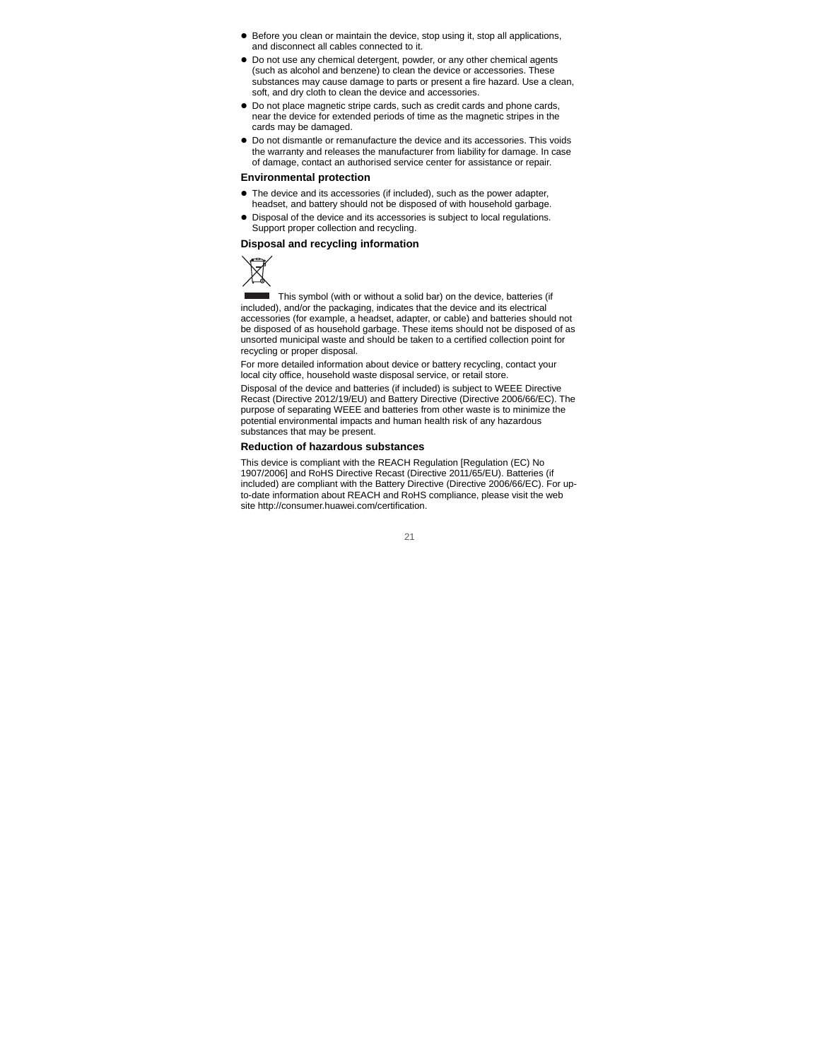- Before you clean or maintain the device, stop using it, stop all applications, and disconnect all cables connected to it.
- Do not use any chemical detergent, powder, or any other chemical agents (such as alcohol and benzene) to clean the device or accessories. These substances may cause damage to parts or present a fire hazard. Use a clean, soft, and dry cloth to clean the device and accessories.
- Do not place magnetic stripe cards, such as credit cards and phone cards, near the device for extended periods of time as the magnetic stripes in the cards may be damaged.
- Do not dismantle or remanufacture the device and its accessories. This voids the warranty and releases the manufacturer from liability for damage. In case of damage, contact an authorised service center for assistance or repair.

### Environmental protection

- The device and its accessories (if included), such as the power adapter, headset, and battery should not be disposed of with household garbage.
- Disposal of the device and its accessories is subject to local regulations. Support proper collection and recycling.

### Disposal and recycling information

This symbol (with or without a solid bar) on the device, batteries (if included), and/or the packaging, indicates that the device and its electrical accessories (for example, a headset, adapter, or cable) and batteries should not be disposed of as household garbage. These items should not be disposed of as unsorted municipal waste and should be taken to a certified collection point for recycling or proper disposal.

For more detailed information about device or battery recycling, contact your local city office, household waste disposal service, or retail store.

Disposal of the device and batteries (if included) is subject to WEEE Directive Recast (Directive 2012/19/EU) and Battery Directive (Directive 2006/66/EC). The purpose of separating WEEE and batteries from other waste is to minimize the potential environmental impacts and human health risk of any hazardous substances that may be present.

### Reduction of hazardous substances

This device is compliant with the REACH Regulation [Regulation (EC) No 1907/2006] and RoHS Directive Recast (Directive 2011/65/EU). Batteries (if included) are compliant with the Battery Directive (Directive 2006/66/EC). For up-to-date information about REACH and RoHS compliance, please visit the web site http://consumer.huawei.com/certification.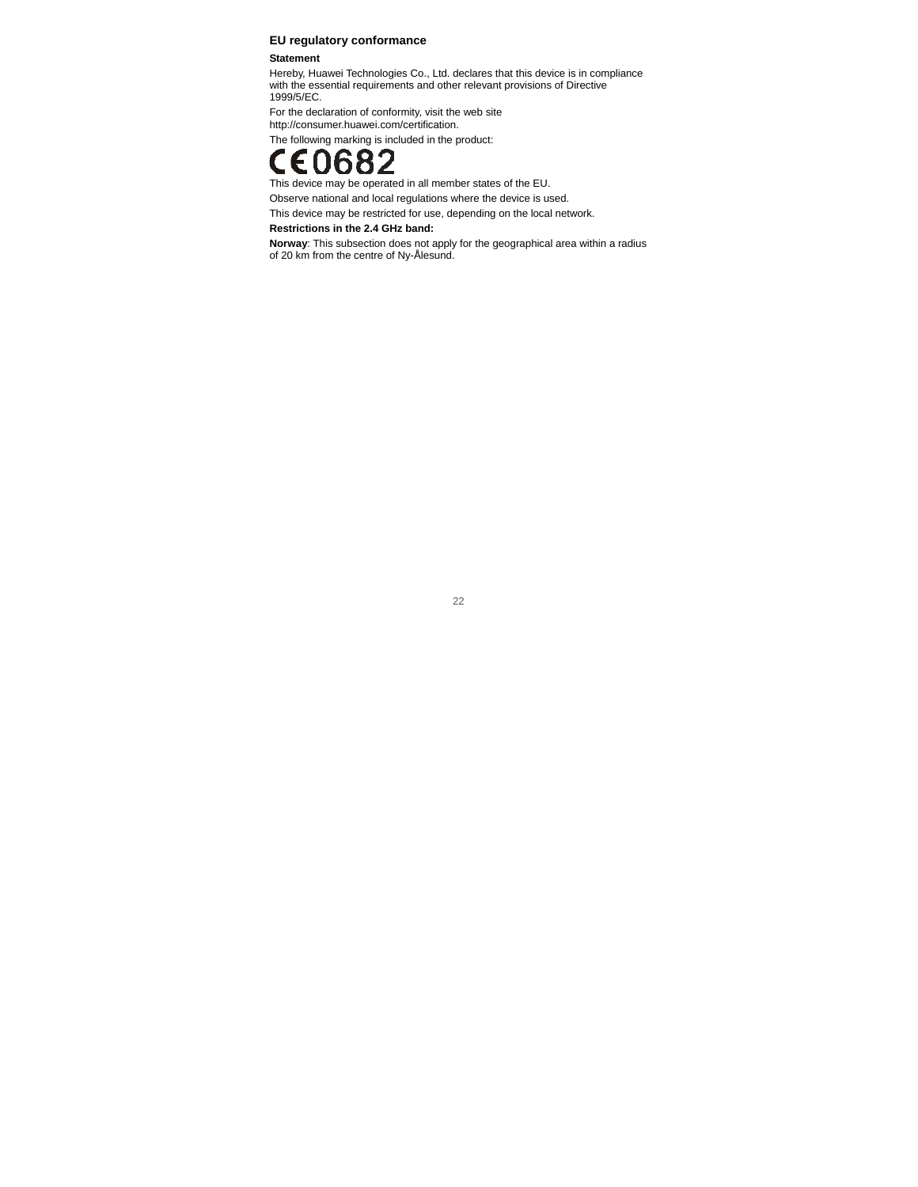## EU regulatory conformance

### Statement

Hereby, Huawei Technologies Co., Ltd. declares that this device is in compliance with the essential requirements and other relevant provisions of Directive 1999/5/EC.

For the declaration of conformity, visit the web site http://consumer.huawei.com/certification.

The following marking is included in the product:

CE0682

This device may be operated in all member states of the EU.

Observe national and local regulations where the device is used.

This device may be restricted for use, depending on the local network.

**Restrictions in the 2.4 GHz band:**

**Norway**: This subsection does not apply for the geographical area within a radius of 20 km from the centre of Ny-Ålesund.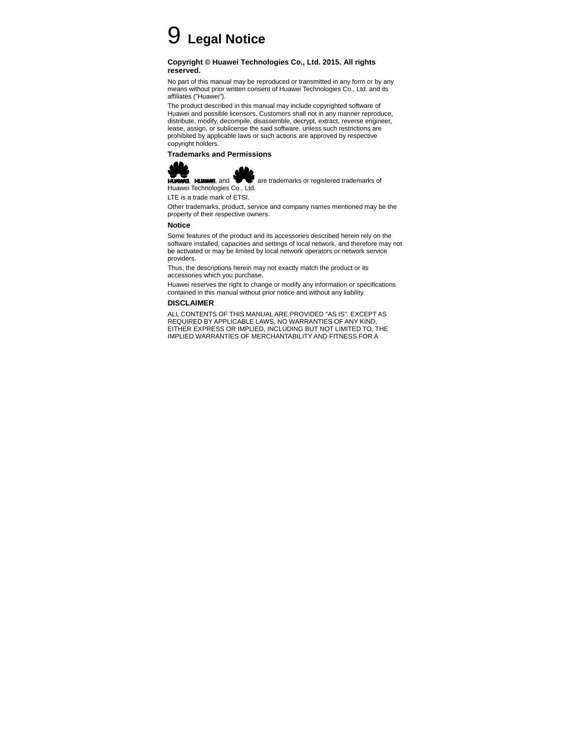# 9 Legal Notice

**Copyright © Huawei Technologies Co., Ltd. 2015. All rights reserved.**

No part of this manual may be reproduced or transmitted in any form or by any means without prior written consent of Huawei Technologies Co., Ltd. and its affiliates ("Huawei").

The product described in this manual may include copyrighted software of Huawei and possible licensors. Customers shall not in any manner reproduce, distribute, modify, decompile, disassemble, decrypt, extract, reverse engineer, lease, assign, or sublicense the said software, unless such restrictions are prohibited by applicable laws or such actions are approved by respective copyright holders.

## Trademarks and Permissions

HUAWEI, HUAWEI, and are trademarks or registered trademarks of Huawei Technologies Co., Ltd.

LTE is a trade mark of ETSI.

Other trademarks, product, service and company names mentioned may be the property of their respective owners.

## Notice

Some features of the product and its accessories described herein rely on the software installed, capacities and settings of local network, and therefore may not be activated or may be limited by local network operators or network service providers.

Thus, the descriptions herein may not exactly match the product or its accessories which you purchase.

Huawei reserves the right to change or modify any information or specifications contained in this manual without prior notice and without any liability.

## DISCLAIMER

ALL CONTENTS OF THIS MANUAL ARE PROVIDED "AS IS". EXCEPT AS REQUIRED BY APPLICABLE LAWS, NO WARRANTIES OF ANY KIND, EITHER EXPRESS OR IMPLIED, INCLUDING BUT NOT LIMITED TO, THE IMPLIED WARRANTIES OF MERCHANTABILITY AND FITNESS FOR A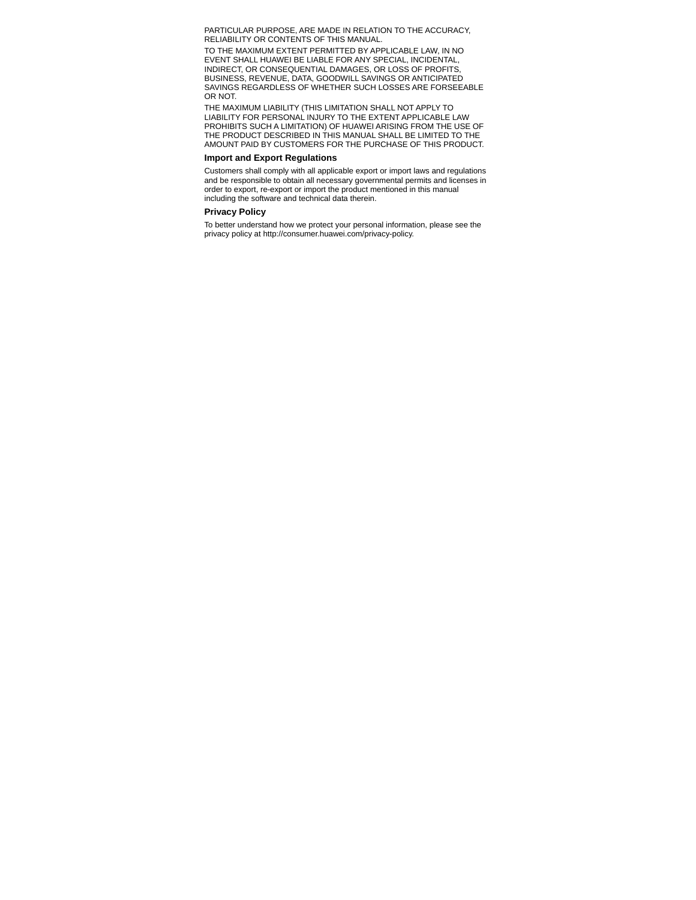PARTICULAR PURPOSE, ARE MADE IN RELATION TO THE ACCURACY, RELIABILITY OR CONTENTS OF THIS MANUAL.

TO THE MAXIMUM EXTENT PERMITTED BY APPLICABLE LAW, IN NO EVENT SHALL HUAWEI BE LIABLE FOR ANY SPECIAL, INCIDENTAL, INDIRECT, OR CONSEQUENTIAL DAMAGES, OR LOSS OF PROFITS, BUSINESS, REVENUE, DATA, GOODWILL SAVINGS OR ANTICIPATED SAVINGS REGARDLESS OF WHETHER SUCH LOSSES ARE FORSEEABLE OR NOT.

THE MAXIMUM LIABILITY (THIS LIMITATION SHALL NOT APPLY TO LIABILITY FOR PERSONAL INJURY TO THE EXTENT APPLICABLE LAW PROHIBITS SUCH A LIMITATION) OF HUAWEI ARISING FROM THE USE OF THE PRODUCT DESCRIBED IN THIS MANUAL SHALL BE LIMITED TO THE AMOUNT PAID BY CUSTOMERS FOR THE PURCHASE OF THIS PRODUCT.

### Import and Export Regulations

Customers shall comply with all applicable export or import laws and regulations and be responsible to obtain all necessary governmental permits and licenses in order to export, re-export or import the product mentioned in this manual including the software and technical data therein.

### Privacy Policy

To better understand how we protect your personal information, please see the privacy policy at http://consumer.huawei.com/privacy-policy.